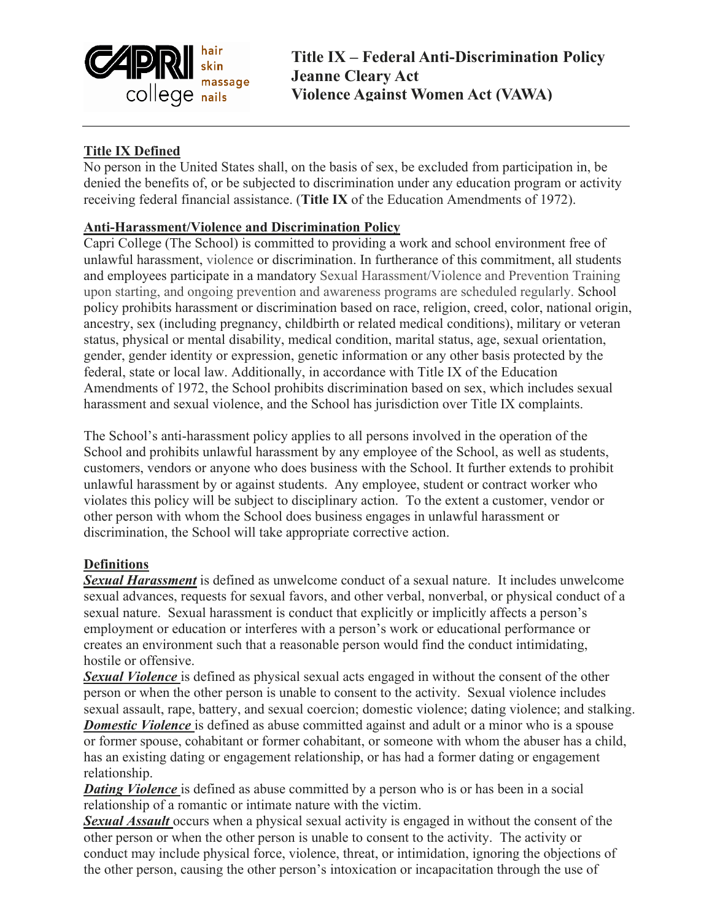# Title IX – Federal Anti-Discrimination Policy
# Jeanne Cleary Act
# Violence Against Women Act (VAWA)

## Title IX Defined

No person in the United States shall, on the basis of sex, be excluded from participation in, be denied the benefits of, or be subjected to discrimination under any education program or activity receiving federal financial assistance. (**Title IX** of the Education Amendments of 1972).

## Anti-Harassment/Violence and Discrimination Policy

Capri College (The School) is committed to providing a work and school environment free of unlawful harassment, violence or discrimination. In furtherance of this commitment, all students and employees participate in a mandatory Sexual Harassment/Violence and Prevention Training upon starting, and ongoing prevention and awareness programs are scheduled regularly. School policy prohibits harassment or discrimination based on race, religion, creed, color, national origin, ancestry, sex (including pregnancy, childbirth or related medical conditions), military or veteran status, physical or mental disability, medical condition, marital status, age, sexual orientation, gender, gender identity or expression, genetic information or any other basis protected by the federal, state or local law. Additionally, in accordance with Title IX of the Education Amendments of 1972, the School prohibits discrimination based on sex, which includes sexual harassment and sexual violence, and the School has jurisdiction over Title IX complaints.

The School's anti-harassment policy applies to all persons involved in the operation of the School and prohibits unlawful harassment by any employee of the School, as well as students, customers, vendors or anyone who does business with the School. It further extends to prohibit unlawful harassment by or against students. Any employee, student or contract worker who violates this policy will be subject to disciplinary action. To the extent a customer, vendor or other person with whom the School does business engages in unlawful harassment or discrimination, the School will take appropriate corrective action.

## Definitions

***Sexual Harassment*** is defined as unwelcome conduct of a sexual nature. It includes unwelcome sexual advances, requests for sexual favors, and other verbal, nonverbal, or physical conduct of a sexual nature. Sexual harassment is conduct that explicitly or implicitly affects a person's employment or education or interferes with a person's work or educational performance or creates an environment such that a reasonable person would find the conduct intimidating, hostile or offensive.

***Sexual Violence*** is defined as physical sexual acts engaged in without the consent of the other person or when the other person is unable to consent to the activity. Sexual violence includes sexual assault, rape, battery, and sexual coercion; domestic violence; dating violence; and stalking.

***Domestic Violence*** is defined as abuse committed against and adult or a minor who is a spouse or former spouse, cohabitant or former cohabitant, or someone with whom the abuser has a child, has an existing dating or engagement relationship, or has had a former dating or engagement relationship.

***Dating Violence*** is defined as abuse committed by a person who is or has been in a social relationship of a romantic or intimate nature with the victim.

***Sexual Assault*** occurs when a physical sexual activity is engaged in without the consent of the other person or when the other person is unable to consent to the activity. The activity or conduct may include physical force, violence, threat, or intimidation, ignoring the objections of the other person, causing the other person's intoxication or incapacitation through the use of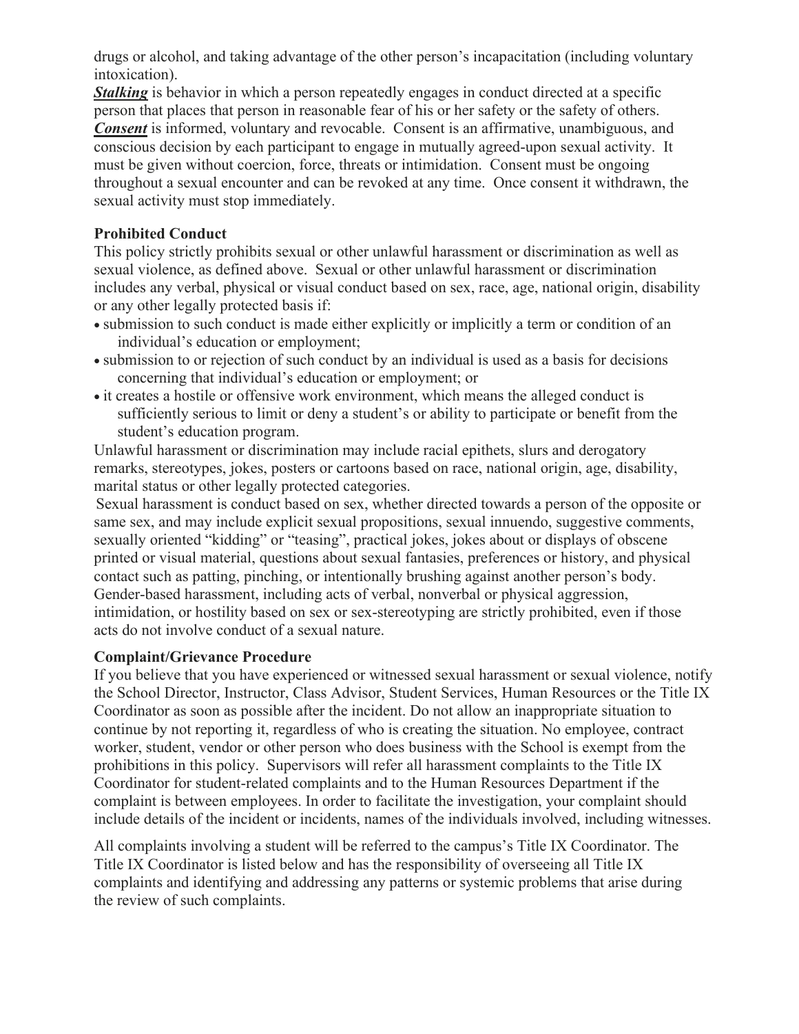drugs or alcohol, and taking advantage of the other person's incapacitation (including voluntary intoxication).

***Stalking*** is behavior in which a person repeatedly engages in conduct directed at a specific person that places that person in reasonable fear of his or her safety or the safety of others.

***Consent*** is informed, voluntary and revocable. Consent is an affirmative, unambiguous, and conscious decision by each participant to engage in mutually agreed-upon sexual activity. It must be given without coercion, force, threats or intimidation. Consent must be ongoing throughout a sexual encounter and can be revoked at any time. Once consent it withdrawn, the sexual activity must stop immediately.

**Prohibited Conduct**

This policy strictly prohibits sexual or other unlawful harassment or discrimination as well as sexual violence, as defined above. Sexual or other unlawful harassment or discrimination includes any verbal, physical or visual conduct based on sex, race, age, national origin, disability or any other legally protected basis if:

- submission to such conduct is made either explicitly or implicitly a term or condition of an individual's education or employment;
- submission to or rejection of such conduct by an individual is used as a basis for decisions concerning that individual's education or employment; or
- it creates a hostile or offensive work environment, which means the alleged conduct is sufficiently serious to limit or deny a student's or ability to participate or benefit from the student's education program.

Unlawful harassment or discrimination may include racial epithets, slurs and derogatory remarks, stereotypes, jokes, posters or cartoons based on race, national origin, age, disability, marital status or other legally protected categories.

Sexual harassment is conduct based on sex, whether directed towards a person of the opposite or same sex, and may include explicit sexual propositions, sexual innuendo, suggestive comments, sexually oriented "kidding" or "teasing", practical jokes, jokes about or displays of obscene printed or visual material, questions about sexual fantasies, preferences or history, and physical contact such as patting, pinching, or intentionally brushing against another person's body. Gender-based harassment, including acts of verbal, nonverbal or physical aggression, intimidation, or hostility based on sex or sex-stereotyping are strictly prohibited, even if those acts do not involve conduct of a sexual nature.

**Complaint/Grievance Procedure**

If you believe that you have experienced or witnessed sexual harassment or sexual violence, notify the School Director, Instructor, Class Advisor, Student Services, Human Resources or the Title IX Coordinator as soon as possible after the incident. Do not allow an inappropriate situation to continue by not reporting it, regardless of who is creating the situation. No employee, contract worker, student, vendor or other person who does business with the School is exempt from the prohibitions in this policy. Supervisors will refer all harassment complaints to the Title IX Coordinator for student-related complaints and to the Human Resources Department if the complaint is between employees. In order to facilitate the investigation, your complaint should include details of the incident or incidents, names of the individuals involved, including witnesses.

All complaints involving a student will be referred to the campus's Title IX Coordinator. The Title IX Coordinator is listed below and has the responsibility of overseeing all Title IX complaints and identifying and addressing any patterns or systemic problems that arise during the review of such complaints.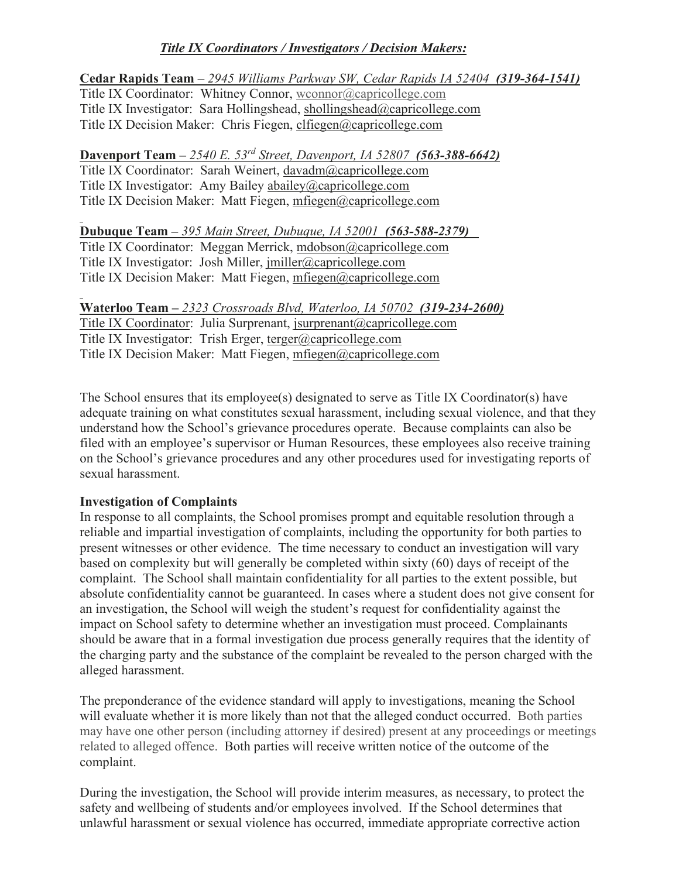***Title IX Coordinators / Investigators / Decision Makers:***

**Cedar Rapids Team** – *2945 Williams Parkway SW, Cedar Rapids IA 52404* ***(319-364-1541)***
Title IX Coordinator: Whitney Connor, wconnor@capricollege.com
Title IX Investigator: Sara Hollingshead, shollingshead@capricollege.com
Title IX Decision Maker: Chris Fiegen, clfiegen@capricollege.com

**Davenport Team –** *2540 E. 53rd Street, Davenport, IA 52807* ***(563-388-6642)***
Title IX Coordinator: Sarah Weinert, davadm@capricollege.com
Title IX Investigator: Amy Bailey abailey@capricollege.com
Title IX Decision Maker: Matt Fiegen, mfiegen@capricollege.com

**Dubuque Team –** *395 Main Street, Dubuque, IA 52001* ***(563-588-2379)***
Title IX Coordinator: Meggan Merrick, mdobson@capricollege.com
Title IX Investigator: Josh Miller, jmiller@capricollege.com
Title IX Decision Maker: Matt Fiegen, mfiegen@capricollege.com

**Waterloo Team –** *2323 Crossroads Blvd, Waterloo, IA 50702* ***(319-234-2600)***
Title IX Coordinator: Julia Surprenant, jsurprenant@capricollege.com
Title IX Investigator: Trish Erger, terger@capricollege.com
Title IX Decision Maker: Matt Fiegen, mfiegen@capricollege.com

The School ensures that its employee(s) designated to serve as Title IX Coordinator(s) have adequate training on what constitutes sexual harassment, including sexual violence, and that they understand how the School's grievance procedures operate. Because complaints can also be filed with an employee's supervisor or Human Resources, these employees also receive training on the School's grievance procedures and any other procedures used for investigating reports of sexual harassment.

**Investigation of Complaints**

In response to all complaints, the School promises prompt and equitable resolution through a reliable and impartial investigation of complaints, including the opportunity for both parties to present witnesses or other evidence. The time necessary to conduct an investigation will vary based on complexity but will generally be completed within sixty (60) days of receipt of the complaint. The School shall maintain confidentiality for all parties to the extent possible, but absolute confidentiality cannot be guaranteed. In cases where a student does not give consent for an investigation, the School will weigh the student's request for confidentiality against the impact on School safety to determine whether an investigation must proceed. Complainants should be aware that in a formal investigation due process generally requires that the identity of the charging party and the substance of the complaint be revealed to the person charged with the alleged harassment.

The preponderance of the evidence standard will apply to investigations, meaning the School will evaluate whether it is more likely than not that the alleged conduct occurred. Both parties may have one other person (including attorney if desired) present at any proceedings or meetings related to alleged offence. Both parties will receive written notice of the outcome of the complaint.

During the investigation, the School will provide interim measures, as necessary, to protect the safety and wellbeing of students and/or employees involved. If the School determines that unlawful harassment or sexual violence has occurred, immediate appropriate corrective action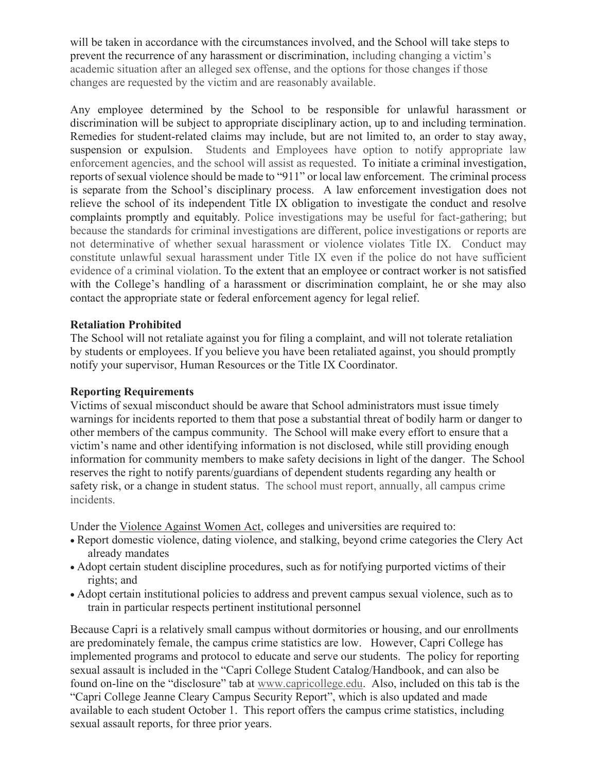will be taken in accordance with the circumstances involved, and the School will take steps to prevent the recurrence of any harassment or discrimination, including changing a victim's academic situation after an alleged sex offense, and the options for those changes if those changes are requested by the victim and are reasonably available.

Any employee determined by the School to be responsible for unlawful harassment or discrimination will be subject to appropriate disciplinary action, up to and including termination. Remedies for student-related claims may include, but are not limited to, an order to stay away, suspension or expulsion. Students and Employees have option to notify appropriate law enforcement agencies, and the school will assist as requested. To initiate a criminal investigation, reports of sexual violence should be made to "911" or local law enforcement. The criminal process is separate from the School's disciplinary process. A law enforcement investigation does not relieve the school of its independent Title IX obligation to investigate the conduct and resolve complaints promptly and equitably. Police investigations may be useful for fact-gathering; but because the standards for criminal investigations are different, police investigations or reports are not determinative of whether sexual harassment or violence violates Title IX. Conduct may constitute unlawful sexual harassment under Title IX even if the police do not have sufficient evidence of a criminal violation. To the extent that an employee or contract worker is not satisfied with the College's handling of a harassment or discrimination complaint, he or she may also contact the appropriate state or federal enforcement agency for legal relief.

**Retaliation Prohibited**

The School will not retaliate against you for filing a complaint, and will not tolerate retaliation by students or employees. If you believe you have been retaliated against, you should promptly notify your supervisor, Human Resources or the Title IX Coordinator.

**Reporting Requirements**

Victims of sexual misconduct should be aware that School administrators must issue timely warnings for incidents reported to them that pose a substantial threat of bodily harm or danger to other members of the campus community. The School will make every effort to ensure that a victim's name and other identifying information is not disclosed, while still providing enough information for community members to make safety decisions in light of the danger. The School reserves the right to notify parents/guardians of dependent students regarding any health or safety risk, or a change in student status. The school must report, annually, all campus crime incidents.

Under the Violence Against Women Act, colleges and universities are required to:

- Report domestic violence, dating violence, and stalking, beyond crime categories the Clery Act already mandates
- Adopt certain student discipline procedures, such as for notifying purported victims of their rights; and
- Adopt certain institutional policies to address and prevent campus sexual violence, such as to train in particular respects pertinent institutional personnel

Because Capri is a relatively small campus without dormitories or housing, and our enrollments are predominately female, the campus crime statistics are low. However, Capri College has implemented programs and protocol to educate and serve our students. The policy for reporting sexual assault is included in the "Capri College Student Catalog/Handbook, and can also be found on-line on the "disclosure" tab at www.capricollege.edu. Also, included on this tab is the "Capri College Jeanne Cleary Campus Security Report", which is also updated and made available to each student October 1. This report offers the campus crime statistics, including sexual assault reports, for three prior years.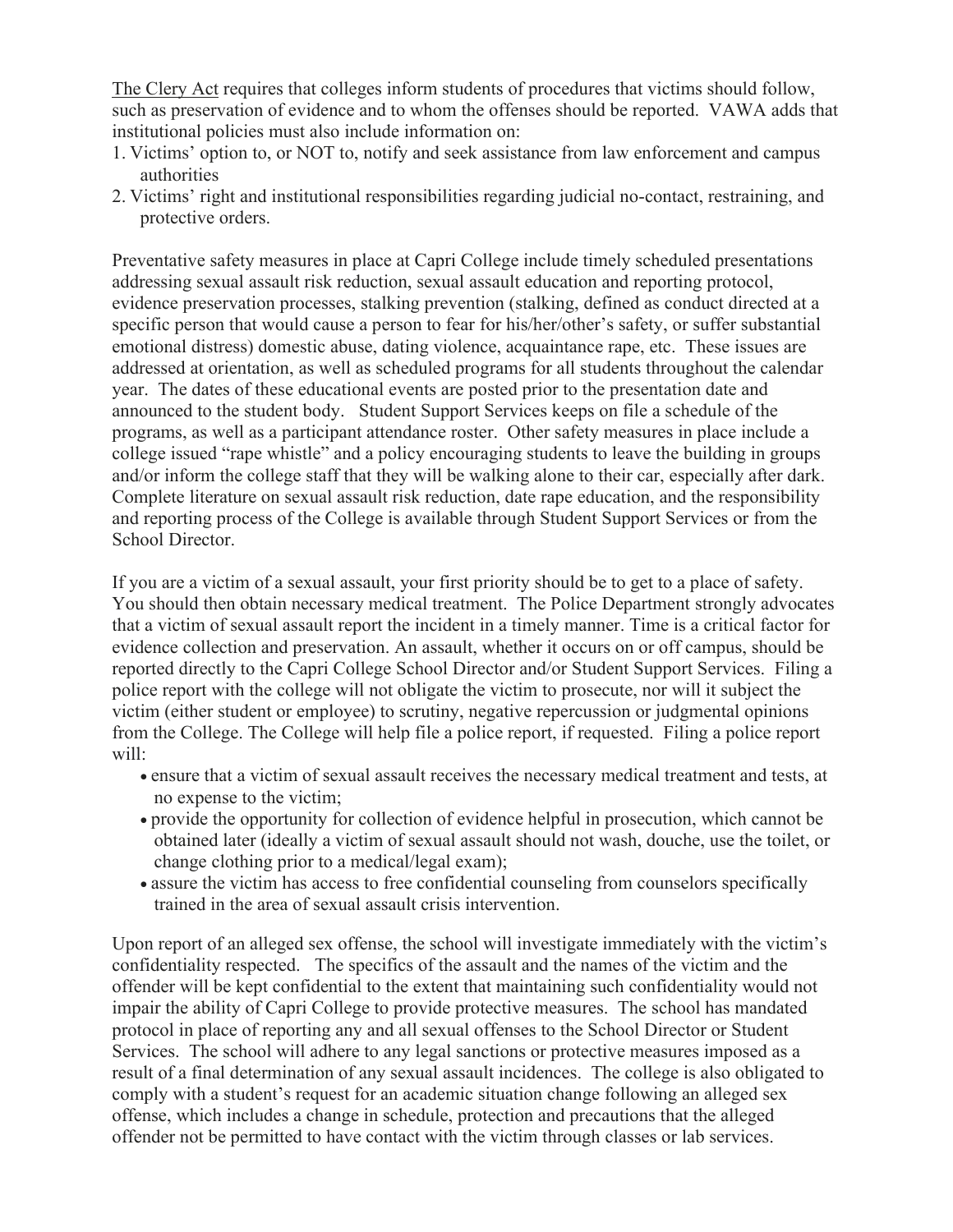The Clery Act requires that colleges inform students of procedures that victims should follow, such as preservation of evidence and to whom the offenses should be reported. VAWA adds that institutional policies must also include information on:

1. Victims' option to, or NOT to, notify and seek assistance from law enforcement and campus authorities
2. Victims' right and institutional responsibilities regarding judicial no-contact, restraining, and protective orders.

Preventative safety measures in place at Capri College include timely scheduled presentations addressing sexual assault risk reduction, sexual assault education and reporting protocol, evidence preservation processes, stalking prevention (stalking, defined as conduct directed at a specific person that would cause a person to fear for his/her/other's safety, or suffer substantial emotional distress) domestic abuse, dating violence, acquaintance rape, etc. These issues are addressed at orientation, as well as scheduled programs for all students throughout the calendar year. The dates of these educational events are posted prior to the presentation date and announced to the student body. Student Support Services keeps on file a schedule of the programs, as well as a participant attendance roster. Other safety measures in place include a college issued "rape whistle" and a policy encouraging students to leave the building in groups and/or inform the college staff that they will be walking alone to their car, especially after dark. Complete literature on sexual assault risk reduction, date rape education, and the responsibility and reporting process of the College is available through Student Support Services or from the School Director.

If you are a victim of a sexual assault, your first priority should be to get to a place of safety. You should then obtain necessary medical treatment. The Police Department strongly advocates that a victim of sexual assault report the incident in a timely manner. Time is a critical factor for evidence collection and preservation. An assault, whether it occurs on or off campus, should be reported directly to the Capri College School Director and/or Student Support Services. Filing a police report with the college will not obligate the victim to prosecute, nor will it subject the victim (either student or employee) to scrutiny, negative repercussion or judgmental opinions from the College. The College will help file a police report, if requested. Filing a police report will:

- ensure that a victim of sexual assault receives the necessary medical treatment and tests, at no expense to the victim;
- provide the opportunity for collection of evidence helpful in prosecution, which cannot be obtained later (ideally a victim of sexual assault should not wash, douche, use the toilet, or change clothing prior to a medical/legal exam);
- assure the victim has access to free confidential counseling from counselors specifically trained in the area of sexual assault crisis intervention.

Upon report of an alleged sex offense, the school will investigate immediately with the victim's confidentiality respected. The specifics of the assault and the names of the victim and the offender will be kept confidential to the extent that maintaining such confidentiality would not impair the ability of Capri College to provide protective measures. The school has mandated protocol in place of reporting any and all sexual offenses to the School Director or Student Services. The school will adhere to any legal sanctions or protective measures imposed as a result of a final determination of any sexual assault incidences. The college is also obligated to comply with a student's request for an academic situation change following an alleged sex offense, which includes a change in schedule, protection and precautions that the alleged offender not be permitted to have contact with the victim through classes or lab services.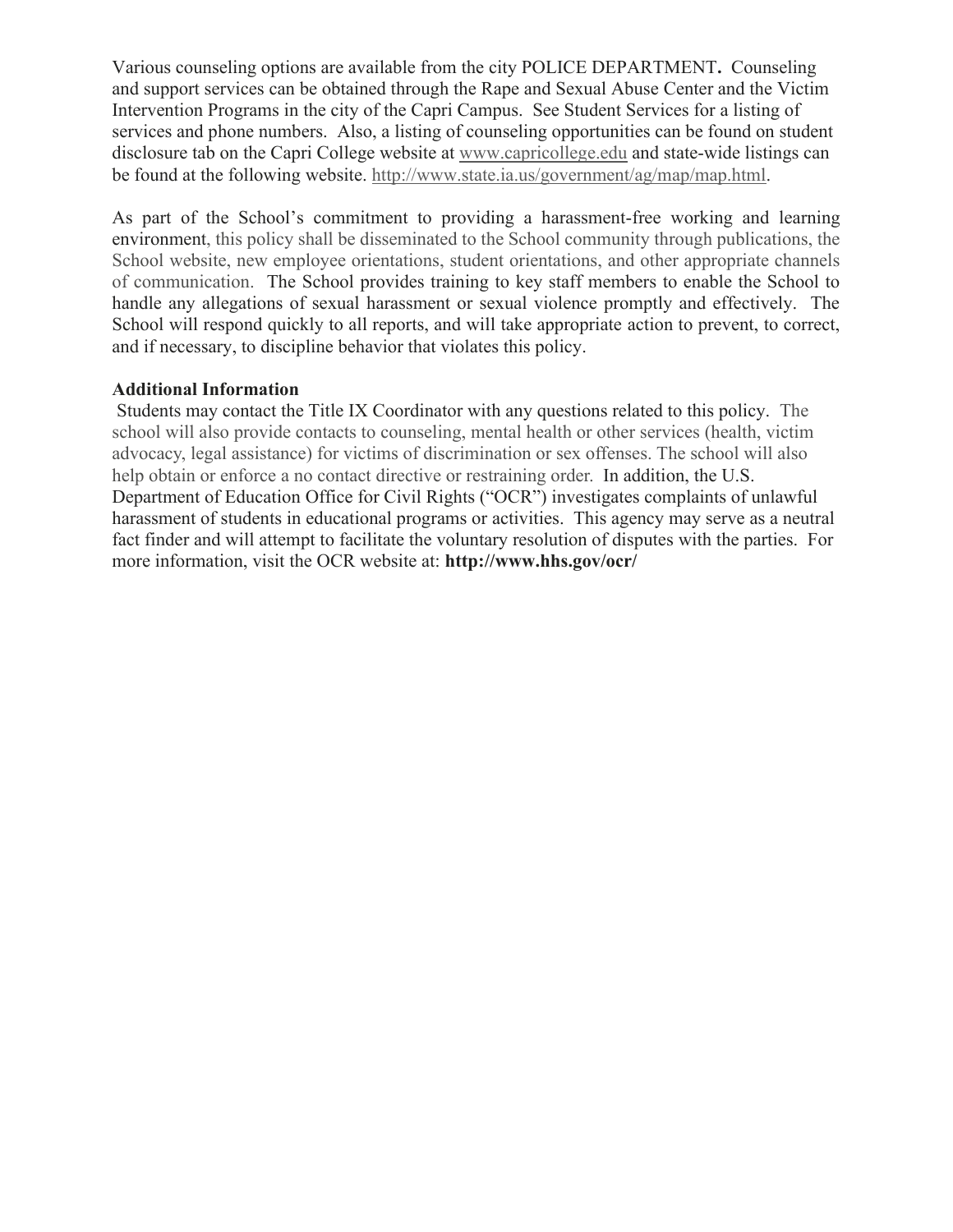Various counseling options are available from the city POLICE DEPARTMENT**.** Counseling and support services can be obtained through the Rape and Sexual Abuse Center and the Victim Intervention Programs in the city of the Capri Campus. See Student Services for a listing of services and phone numbers. Also, a listing of counseling opportunities can be found on student disclosure tab on the Capri College website at www.capricollege.edu and state-wide listings can be found at the following website. http://www.state.ia.us/government/ag/map/map.html.

As part of the School's commitment to providing a harassment-free working and learning environment, this policy shall be disseminated to the School community through publications, the School website, new employee orientations, student orientations, and other appropriate channels of communication. The School provides training to key staff members to enable the School to handle any allegations of sexual harassment or sexual violence promptly and effectively. The School will respond quickly to all reports, and will take appropriate action to prevent, to correct, and if necessary, to discipline behavior that violates this policy.

**Additional Information**

Students may contact the Title IX Coordinator with any questions related to this policy. The school will also provide contacts to counseling, mental health or other services (health, victim advocacy, legal assistance) for victims of discrimination or sex offenses. The school will also help obtain or enforce a no contact directive or restraining order. In addition, the U.S. Department of Education Office for Civil Rights ("OCR") investigates complaints of unlawful harassment of students in educational programs or activities. This agency may serve as a neutral fact finder and will attempt to facilitate the voluntary resolution of disputes with the parties. For more information, visit the OCR website at: **http://www.hhs.gov/ocr/**